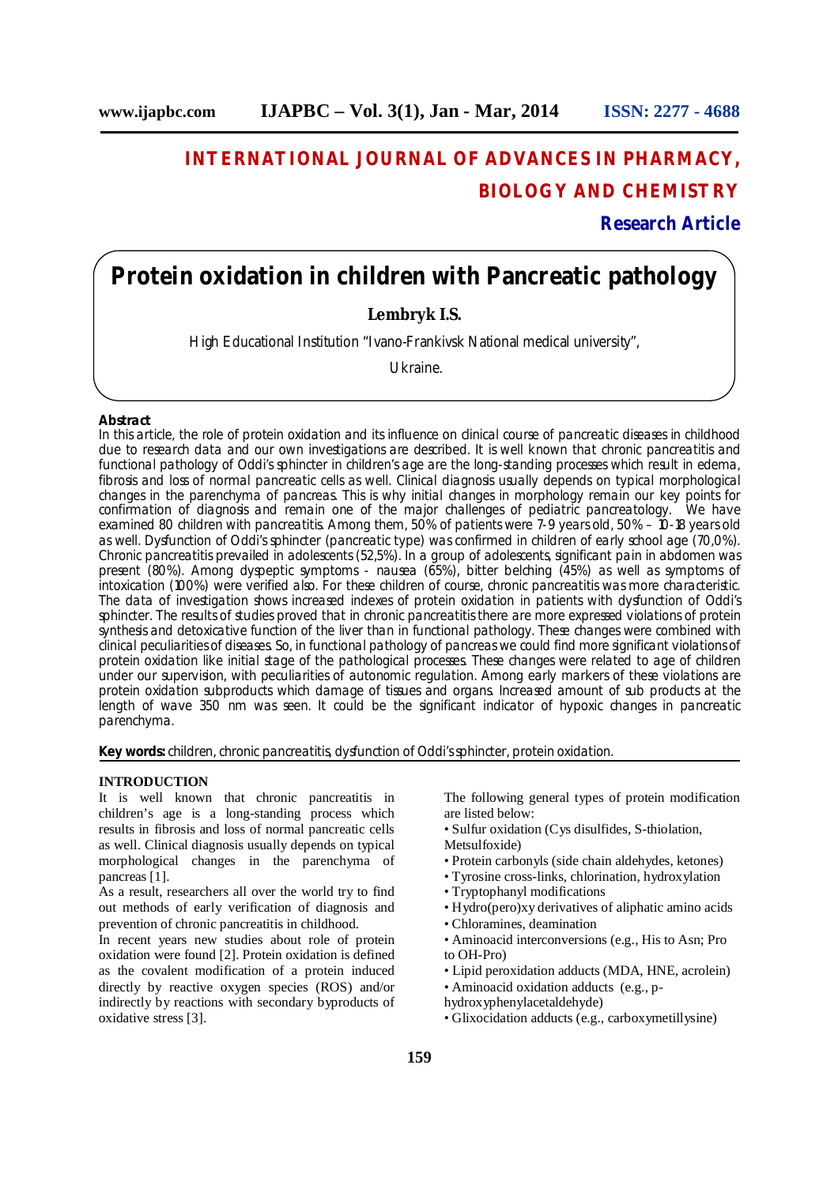# INTERNATIONAL JOURNAL OF ADVANCES IN PHARMACY, BIOLOGY AND CHEMISTRY

**Research Article**

# Protein oxidation in children with Pancreatic pathology

**Lembryk I.S.**

High Educational Institution "Ivano-Frankivsk National medical university",

Ukraine.

**Abstract**

In this article, the role of protein oxidation and its influence on clinical course of pancreatic diseases in childhood due to research data and our own investigations are described. It is well known that chronic pancreatitis and functional pathology of Oddi's sphincter in children's age are the long-standing processes which result in edema, fibrosis and loss of normal pancreatic cells as well. Clinical diagnosis usually depends on typical morphological changes in the parenchyma of pancreas. This is why initial changes in morphology remain our key points for confirmation of diagnosis and remain one of the major challenges of pediatric pancreatology. We have examined 80 children with pancreatitis. Among them, 50% of patients were 7-9 years old, 50% – 10-18 years old as well. Dysfunction of Oddi's sphincter (pancreatic type) was confirmed in children of early school age (70,0%). Chronic pancreatitis prevailed in adolescents (52,5%). In a group of adolescents, significant pain in abdomen was present (80%). Among dyspeptic symptoms - nausea (65%), bitter belching (45%) as well as symptoms of intoxication (100%) were verified also. For these children of course, chronic pancreatitis was more characteristic. The data of investigation shows increased indexes of protein oxidation in patients with dysfunction of Oddi's sphincter. The results of studies proved that in chronic pancreatitis there are more expressed violations of protein synthesis and detoxicative function of the liver than in functional pathology. These changes were combined with clinical peculiarities of diseases. So, in functional pathology of pancreas we could find more significant violations of protein oxidation like initial stage of the pathological processes. These changes were related to age of children under our supervision, with peculiarities of autonomic regulation. Among early markers of these violations are protein oxidation subproducts which damage of tissues and organs. Increased amount of sub products at the length of wave 350 nm was seen. It could be the significant indicator of hypoxic changes in pancreatic parenchyma.

**Key words:** children, chronic pancreatitis, dysfunction of Oddi's sphincter, protein oxidation.

## INTRODUCTION

It is well known that chronic pancreatitis in children's age is a long-standing process which results in fibrosis and loss of normal pancreatic cells as well. Clinical diagnosis usually depends on typical morphological changes in the parenchyma of pancreas [1].

As a result, researchers all over the world try to find out methods of early verification of diagnosis and prevention of chronic pancreatitis in childhood.

In recent years new studies about role of protein oxidation were found [2]. Protein oxidation is defined as the covalent modification of a protein induced directly by reactive oxygen species (ROS) and/or indirectly by reactions with secondary byproducts of oxidative stress [3].

The following general types of protein modification are listed below:

- Sulfur oxidation (Cys disulfides, S-thiolation, Metsulfoxide)
- Protein carbonyls (side chain aldehydes, ketones)
- Tyrosine cross-links, chlorination, hydroxylation
- Tryptophanyl modifications
- Hydro(pero)xy derivatives of aliphatic amino acids
- Chloramines, deamination
- Aminoacid interconversions (e.g., His to Asn; Pro to OH-Pro)
- Lipid peroxidation adducts (MDA, HNE, acrolein)
- Aminoacid oxidation adducts (e.g., p-hydroxyphenylacetaldehyde)
- Glixocidation adducts (e.g., carboxymetillysine)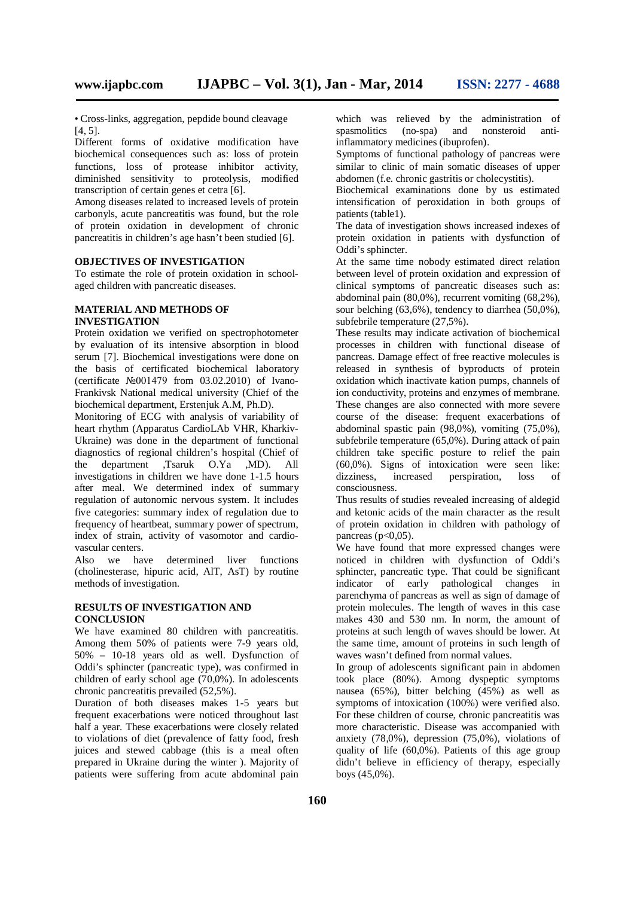• Cross-links, aggregation, pepdide bound cleavage [4, 5].

Different forms of oxidative modification have biochemical consequences such as: loss of protein functions, loss of protease inhibitor activity, diminished sensitivity to proteolysis, modified transcription of certain genes et cetra [6].

Among diseases related to increased levels of protein carbonyls, acute pancreatitis was found, but the role of protein oxidation in development of chronic pancreatitis in children's age hasn't been studied [6].

## OBJECTIVES OF INVESTIGATION

To estimate the role of protein oxidation in school-aged children with pancreatic diseases.

## MATERIAL AND METHODS OF INVESTIGATION

Protein oxidation we verified on spectrophotometer by evaluation of its intensive absorption in blood serum [7]. Biochemical investigations were done on the basis of certificated biochemical laboratory (certificate №001479 from 03.02.2010) of Ivano-Frankivsk National medical university (Chief of the biochemical department, Erstenjuk A.M, Ph.D).

Monitoring of ECG with analysis of variability of heart rhythm (Apparatus CardioLAb VHR, Kharkiv-Ukraine) was done in the department of functional diagnostics of regional children's hospital (Chief of the department ,Tsaruk O.Ya ,MD). All investigations in children we have done 1-1.5 hours after meal. We determined index of summary regulation of autonomic nervous system. It includes five categories: summary index of regulation due to frequency of heartbeat, summary power of spectrum, index of strain, activity of vasomotor and cardio-vascular centers.

Also we have determined liver functions (cholinesterase, hipuric acid, AlT, AsT) by routine methods of investigation.

## RESULTS OF INVESTIGATION AND CONCLUSION

We have examined 80 children with pancreatitis. Among them 50% of patients were 7-9 years old, 50% – 10-18 years old as well. Dysfunction of Oddi's sphincter (pancreatic type), was confirmed in children of early school age (70,0%). In adolescents chronic pancreatitis prevailed (52,5%).

Duration of both diseases makes 1-5 years but frequent exacerbations were noticed throughout last half a year. These exacerbations were closely related to violations of diet (prevalence of fatty food, fresh juices and stewed cabbage (this is a meal often prepared in Ukraine during the winter ). Majority of patients were suffering from acute abdominal pain which was relieved by the administration of spasmolitics (no-spa) and nonsteroid anti-inflammatory medicines (ibuprofen).

Symptoms of functional pathology of pancreas were similar to clinic of main somatic diseases of upper abdomen (f.e. chronic gastritis or cholecystitis).

Biochemical examinations done by us estimated intensification of peroxidation in both groups of patients (table1).

The data of investigation shows increased indexes of protein oxidation in patients with dysfunction of Oddi's sphincter.

At the same time nobody estimated direct relation between level of protein oxidation and expression of clinical symptoms of pancreatic diseases such as: abdominal pain (80,0%), recurrent vomiting (68,2%), sour belching (63,6%), tendency to diarrhea (50,0%), subfebrile temperature (27,5%).

These results may indicate activation of biochemical processes in children with functional disease of pancreas. Damage effect of free reactive molecules is released in synthesis of byproducts of protein oxidation which inactivate kation pumps, channels of ion conductivity, proteins and enzymes of membrane. These changes are also connected with more severe course of the disease: frequent exacerbations of abdominal spastic pain (98,0%), vomiting (75,0%), subfebrile temperature (65,0%). During attack of pain children take specific posture to relief the pain (60,0%). Signs of intoxication were seen like: dizziness, increased perspiration, loss of consciousness.

Thus results of studies revealed increasing of aldegid and ketonic acids of the main character as the result of protein oxidation in children with pathology of pancreas ($p<0,05$).

We have found that more expressed changes were noticed in children with dysfunction of Oddi's sphincter, pancreatic type. That could be significant indicator of early pathological changes in parenchyma of pancreas as well as sign of damage of protein molecules. The length of waves in this case makes 430 and 530 nm. In norm, the amount of proteins at such length of waves should be lower. At the same time, amount of proteins in such length of waves wasn't defined from normal values.

In group of adolescents significant pain in abdomen took place (80%). Among dyspeptic symptoms nausea (65%), bitter belching (45%) as well as symptoms of intoxication (100%) were verified also. For these children of course, chronic pancreatitis was more characteristic. Disease was accompanied with anxiety (78,0%), depression (75,0%), violations of quality of life (60,0%). Patients of this age group didn't believe in efficiency of therapy, especially boys (45,0%).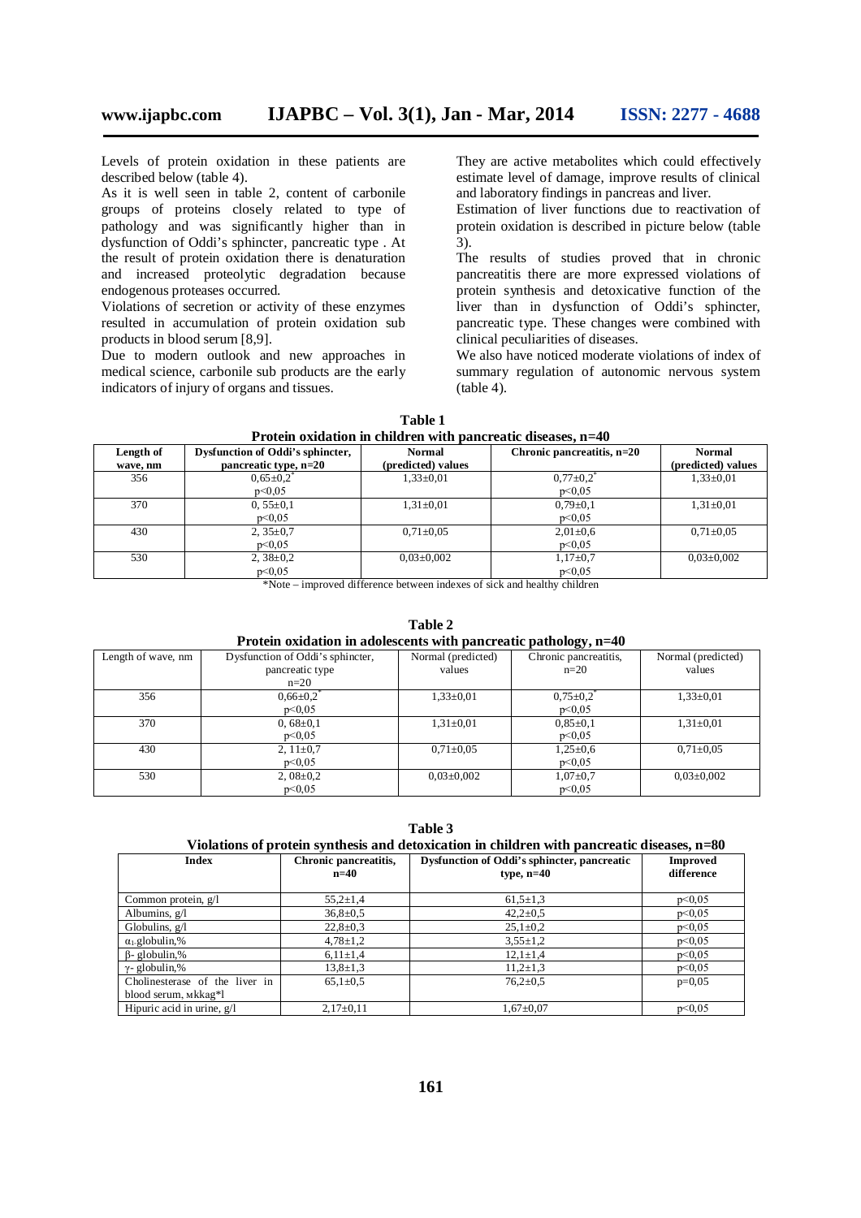Levels of protein oxidation in these patients are described below (table 4).

As it is well seen in table 2, content of carbonile groups of proteins closely related to type of pathology and was significantly higher than in dysfunction of Oddi's sphincter, pancreatic type . At the result of protein oxidation there is denaturation and increased proteolytic degradation because endogenous proteases occurred.

Violations of secretion or activity of these enzymes resulted in accumulation of protein oxidation sub products in blood serum [8,9].

Due to modern outlook and new approaches in medical science, carbonile sub products are the early indicators of injury of organs and tissues.

They are active metabolites which could effectively estimate level of damage, improve results of clinical and laboratory findings in pancreas and liver.

Estimation of liver functions due to reactivation of protein oxidation is described in picture below (table 3).

The results of studies proved that in chronic pancreatitis there are more expressed violations of protein synthesis and detoxicative function of the liver than in dysfunction of Oddi's sphincter, pancreatic type. These changes were combined with clinical peculiarities of diseases.

We also have noticed moderate violations of index of summary regulation of autonomic nervous system (table 4).

**Table 1**
**Protein oxidation in children with pancreatic diseases, n=40**

| Length of wave, nm | Dysfunction of Oddi's sphincter, pancreatic type, n=20 | Normal (predicted) values | Chronic pancreatitis, n=20 | Normal (predicted) values |
|---|---|---|---|---|
| 356 | 0,65±0,2* p<0,05 | 1,33±0,01 | 0,77±0,2* p<0,05 | 1,33±0,01 |
| 370 | 0, 55±0,1 p<0,05 | 1,31±0,01 | 0,79±0,1 p<0,05 | 1,31±0,01 |
| 430 | 2, 35±0,7 p<0,05 | 0,71±0,05 | 2,01±0,6 p<0,05 | 0,71±0,05 |
| 530 | 2, 38±0,2 p<0,05 | 0,03±0,002 | 1,17±0,7 p<0,05 | 0,03±0,002 |

*Note – improved difference between indexes of sick and healthy children

**Table 2**
**Protein oxidation in adolescents with pancreatic pathology, n=40**

| Length of wave, nm | Dysfunction of Oddi's sphincter, pancreatic type n=20 | Normal (predicted) values | Chronic pancreatitis, n=20 | Normal (predicted) values |
|---|---|---|---|---|
| 356 | 0,66±0,2* p<0,05 | 1,33±0,01 | 0,75±0,2* p<0,05 | 1,33±0,01 |
| 370 | 0, 68±0,1 p<0,05 | 1,31±0,01 | 0,85±0,1 p<0,05 | 1,31±0,01 |
| 430 | 2, 11±0,7 p<0,05 | 0,71±0,05 | 1,25±0,6 p<0,05 | 0,71±0,05 |
| 530 | 2, 08±0,2 p<0,05 | 0,03±0,002 | 1,07±0,7 p<0,05 | 0,03±0,002 |

**Table 3**
**Violations of protein synthesis and detoxication in children with pancreatic diseases, n=80**

| Index | Chronic pancreatitis, n=40 | Dysfunction of Oddi's sphincter, pancreatic type, n=40 | Improved difference |
|---|---|---|---|
| Common protein, g/l | 55,2±1,4 | 61,5±1,3 | p<0,05 |
| Albumins, g/l | 36,8±0,5 | 42,2±0,5 | p<0,05 |
| Globulins, g/l | 22,8±0,3 | 25,1±0,2 | p<0,05 |
| $\alpha_1$-globulin,% | 4,78±1,2 | 3,55±1,2 | p<0,05 |
| β- globulin,% | 6,11±1,4 | 12,1±1,4 | p<0,05 |
| γ- globulin,% | 13,8±1,3 | 11,2±1,3 | p<0,05 |
| Cholinesterase of the liver in blood serum, мkkag*l | 65,1±0,5 | 76,2±0,5 | p=0,05 |
| Hipuric acid in urine, g/l | 2,17±0,11 | 1,67±0,07 | p<0,05 |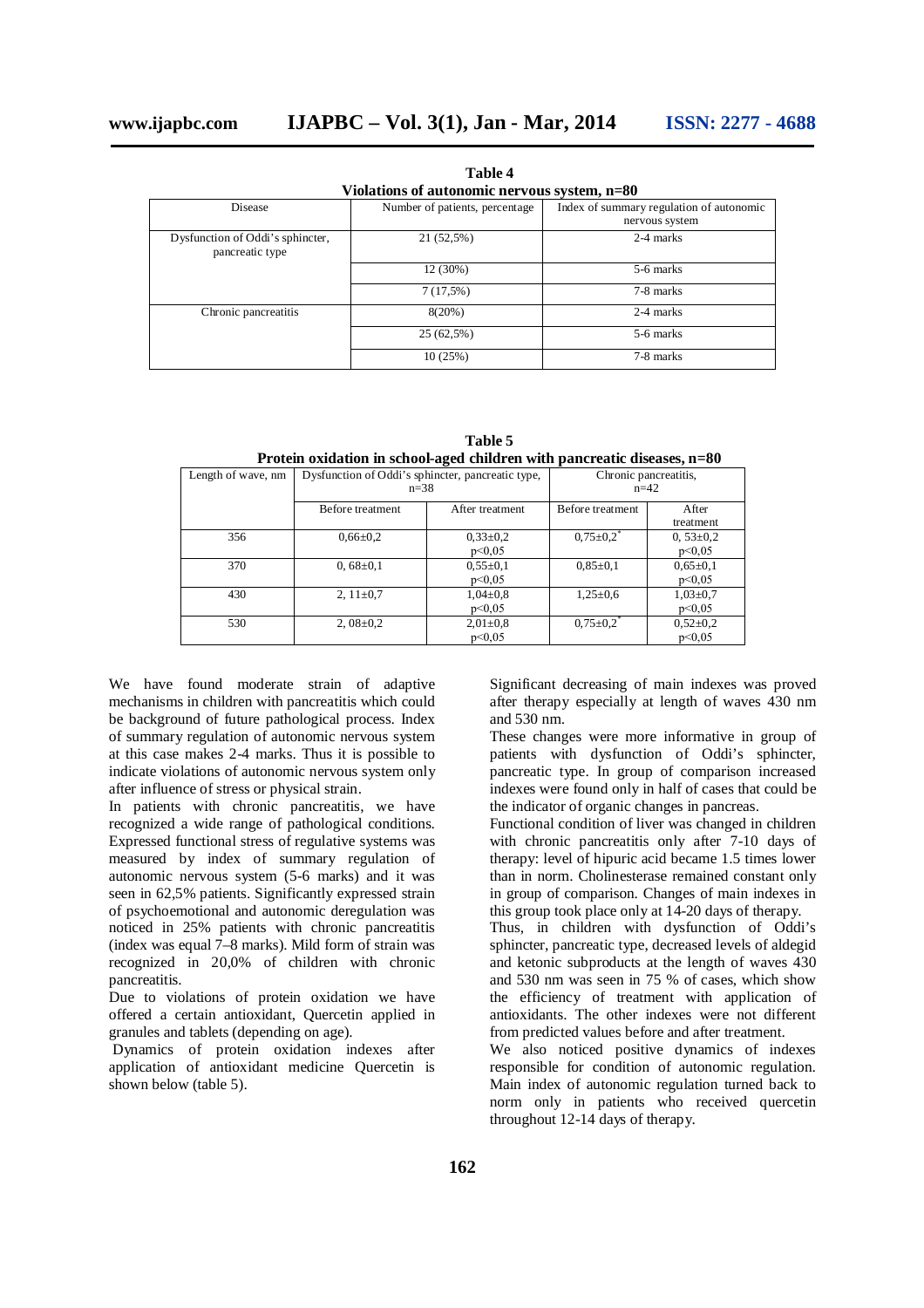**Table 4**
**Violations of autonomic nervous system, n=80**

| Disease | Number of patients, percentage | Index of summary regulation of autonomic nervous system |
|---|---|---|
| Dysfunction of Oddi's sphincter, pancreatic type | 21 (52,5%) | 2-4 marks |
| | 12 (30%) | 5-6 marks |
| | 7 (17,5%) | 7-8 marks |
| Chronic pancreatitis | 8(20%) | 2-4 marks |
| | 25 (62,5%) | 5-6 marks |
| | 10 (25%) | 7-8 marks |

**Table 5**
**Protein oxidation in school-aged children with pancreatic diseases, n=80**

| Length of wave, nm | Dysfunction of Oddi's sphincter, pancreatic type, n=38 | | Chronic pancreatitis, n=42 | |
|---|---|---|---|---|
| | Before treatment | After treatment | Before treatment | After treatment |
| 356 | 0,66±0,2 | 0,33±0,2 p<0,05 | 0,75±0,2* | 0, 53±0,2 p<0,05 |
| 370 | 0, 68±0,1 | 0,55±0,1 p<0,05 | 0,85±0,1 | 0,65±0,1 p<0,05 |
| 430 | 2, 11±0,7 | 1,04±0,8 p<0,05 | 1,25±0,6 | 1,03±0,7 p<0,05 |
| 530 | 2, 08±0,2 | 2,01±0,8 p<0,05 | 0,75±0,2* | 0,52±0,2 p<0,05 |

We have found moderate strain of adaptive mechanisms in children with pancreatitis which could be background of future pathological process. Index of summary regulation of autonomic nervous system at this case makes 2-4 marks. Thus it is possible to indicate violations of autonomic nervous system only after influence of stress or physical strain.

In patients with chronic pancreatitis, we have recognized a wide range of pathological conditions. Expressed functional stress of regulative systems was measured by index of summary regulation of autonomic nervous system (5-6 marks) and it was seen in 62,5% patients. Significantly expressed strain of psychoemotional and autonomic deregulation was noticed in 25% patients with chronic pancreatitis (index was equal 7–8 marks). Mild form of strain was recognized in 20,0% of children with chronic pancreatitis.

Due to violations of protein oxidation we have offered a certain antioxidant, Quercetin applied in granules and tablets (depending on age).

Dynamics of protein oxidation indexes after application of antioxidant medicine Quercetin is shown below (table 5).

Significant decreasing of main indexes was proved after therapy especially at length of waves 430 nm and 530 nm.

These changes were more informative in group of patients with dysfunction of Oddi's sphincter, pancreatic type. In group of comparison increased indexes were found only in half of cases that could be the indicator of organic changes in pancreas.

Functional condition of liver was changed in children with chronic pancreatitis only after 7-10 days of therapy: level of hipuric acid became 1.5 times lower than in norm. Cholinesterase remained constant only in group of comparison. Changes of main indexes in this group took place only at 14-20 days of therapy.

Thus, in children with dysfunction of Oddi's sphincter, pancreatic type, decreased levels of aldegid and ketonic subproducts at the length of waves 430 and 530 nm was seen in 75 % of cases, which show the efficiency of treatment with application of antioxidants. The other indexes were not different from predicted values before and after treatment.

We also noticed positive dynamics of indexes responsible for condition of autonomic regulation. Main index of autonomic regulation turned back to norm only in patients who received quercetin throughout 12-14 days of therapy.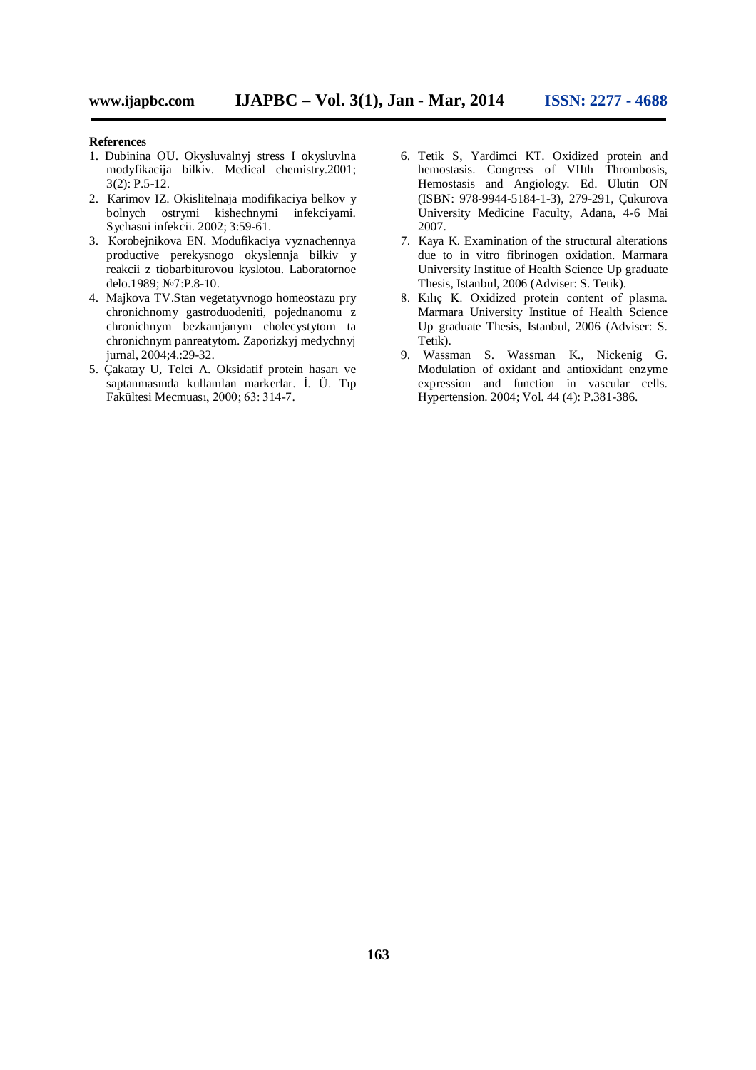**References**

1. Dubinina OU. Okysluvalnyj stress I okysluvlna modyfikacija bilkiv. Medical chemistry.2001; 3(2): P.5-12.
2. Karimov IZ. Okislitelnaja modifikaciya belkov y bolnych ostrymi kishechnymi infekciyami. Sychasni infekcii. 2002; 3:59-61.
3. Korobejnikova EN. Modufikaciya vyznachennya productive perekysnogo okyslennja bilkiv y reakcii z tiobarbiturovou kyslotou. Laboratornoe delo.1989; №7:P.8-10.
4. Majkova TV.Stan vegetatyvnogo homeostazu pry chronichnomy gastroduodeniti, pojednanomu z chronichnym bezkamjanym cholecystytom ta chronichnym panreatytom. Zaporizkyj medychnyj jurnal, 2004;4.:29-32.
5. Çakatay U, Telci A. Oksidatif protein hasarı ve saptanmasında kullanılan markerlar. İ. Ü. Tıp Fakültesi Mecmuası, 2000; 63: 314-7.
6. Tetik S, Yardimci KT. Oxidized protein and hemostasis. Congress of VIIth Thrombosis, Hemostasis and Angiology. Ed. Ulutin ON (ISBN: 978-9944-5184-1-3), 279-291, Çukurova University Medicine Faculty, Adana, 4-6 Mai 2007.
7. Kaya K. Examination of the structural alterations due to in vitro fibrinogen oxidation. Marmara University Institue of Health Science Up graduate Thesis, Istanbul, 2006 (Adviser: S. Tetik).
8. Kılıç K. Oxidized protein content of plasma. Marmara University Institue of Health Science Up graduate Thesis, Istanbul, 2006 (Adviser: S. Tetik).
9. Wassman S. Wassman K., Nickenig G. Modulation of oxidant and antioxidant enzyme expression and function in vascular cells. Hypertension. 2004; Vol. 44 (4): P.381-386.